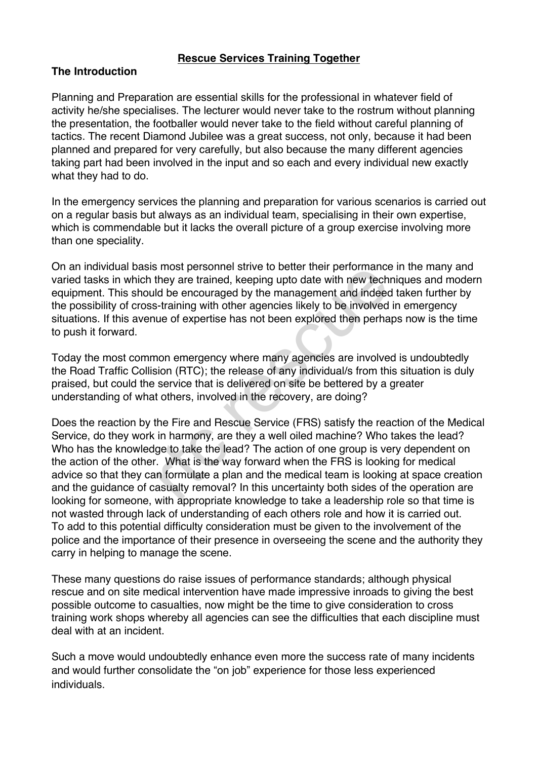# Rescue Services Training Together

## The Introduction

Planning and Preparation are essential skills for the professional in whatever field of activity he/she specialises. The lecturer would never take to the rostrum without planning the presentation, the footballer would never take to the field without careful planning of tactics. The recent Diamond Jubilee was a great success, not only, because it had been planned and prepared for very carefully, but also because the many different agencies taking part had been involved in the input and so each and every individual new exactly what they had to do.

In the emergency services the planning and preparation for various scenarios is carried out on a regular basis but always as an individual team, specialising in their own expertise, which is commendable but it lacks the overall picture of a group exercise involving more than one speciality.

On an individual basis most personnel strive to better their performance in the many and varied tasks in which they are trained, keeping upto date with new techniques and modern equipment. This should be encouraged by the management and indeed taken further by the possibility of cross-training with other agencies likely to be involved in emergency situations. If this avenue of expertise has not been explored then perhaps now is the time to push it forward.

Today the most common emergency where many agencies are involved is undoubtedly the Road Traffic Collision (RTC); the release of any individual/s from this situation is duly praised, but could the service that is delivered on site be bettered by a greater understanding of what others, involved in the recovery, are doing?

Does the reaction by the Fire and Rescue Service (FRS) satisfy the reaction of the Medical Service, do they work in harmony, are they a well oiled machine? Who takes the lead? Who has the knowledge to take the lead? The action of one group is very dependent on the action of the other. What is the way forward when the FRS is looking for medical advice so that they can formulate a plan and the medical team is looking at space creation and the guidance of casualty removal? In this uncertainty both sides of the operation are looking for someone, with appropriate knowledge to take a leadership role so that time is not wasted through lack of understanding of each others role and how it is carried out. To add to this potential difficulty consideration must be given to the involvement of the police and the importance of their presence in overseeing the scene and the authority they carry in helping to manage the scene.

These many questions do raise issues of performance standards; although physical rescue and on site medical intervention have made impressive inroads to giving the best possible outcome to casualties, now might be the time to give consideration to cross training work shops whereby all agencies can see the difficulties that each discipline must deal with at an incident.

Such a move would undoubtedly enhance even more the success rate of many incidents and would further consolidate the "on job" experience for those less experienced individuals.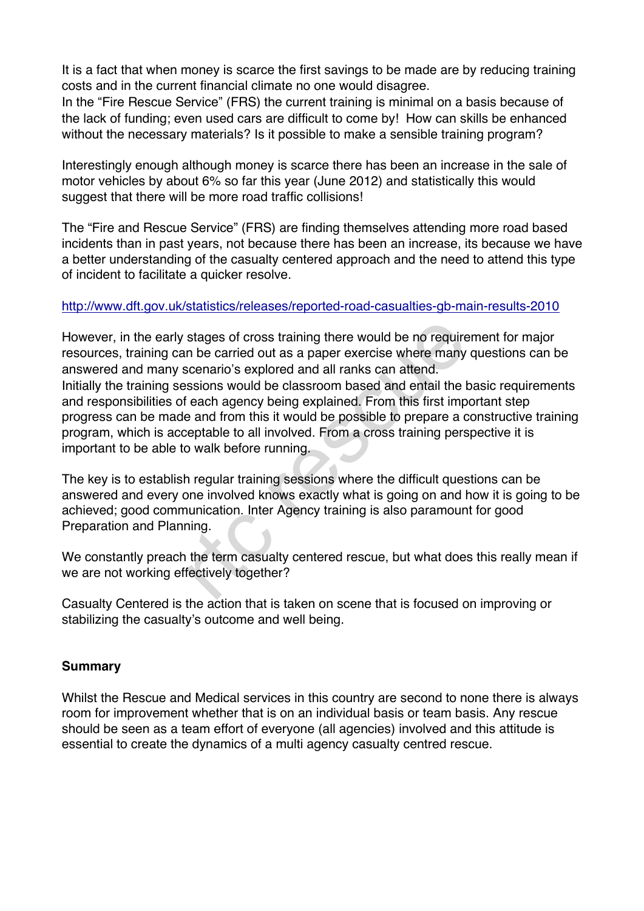It is a fact that when money is scarce the first savings to be made are by reducing training costs and in the current financial climate no one would disagree.
In the "Fire Rescue Service" (FRS) the current training is minimal on a basis because of the lack of funding; even used cars are difficult to come by! How can skills be enhanced without the necessary materials? Is it possible to make a sensible training program?

Interestingly enough although money is scarce there has been an increase in the sale of motor vehicles by about 6% so far this year (June 2012) and statistically this would suggest that there will be more road traffic collisions!

The "Fire and Rescue Service" (FRS) are finding themselves attending more road based incidents than in past years, not because there has been an increase, its because we have a better understanding of the casualty centered approach and the need to attend this type of incident to facilitate a quicker resolve.

http://www.dft.gov.uk/statistics/releases/reported-road-casualties-gb-main-results-2010

However, in the early stages of cross training there would be no requirement for major resources, training can be carried out as a paper exercise where many questions can be answered and many scenario's explored and all ranks can attend.
Initially the training sessions would be classroom based and entail the basic requirements and responsibilities of each agency being explained. From this first important step progress can be made and from this it would be possible to prepare a constructive training program, which is acceptable to all involved. From a cross training perspective it is important to be able to walk before running.

The key is to establish regular training sessions where the difficult questions can be answered and every one involved knows exactly what is going on and how it is going to be achieved; good communication. Inter Agency training is also paramount for good Preparation and Planning.

We constantly preach the term casualty centered rescue, but what does this really mean if we are not working effectively together?

Casualty Centered is the action that is taken on scene that is focused on improving or stabilizing the casualty's outcome and well being.

**Summary**

Whilst the Rescue and Medical services in this country are second to none there is always room for improvement whether that is on an individual basis or team basis. Any rescue should be seen as a team effort of everyone (all agencies) involved and this attitude is essential to create the dynamics of a multi agency casualty centred rescue.